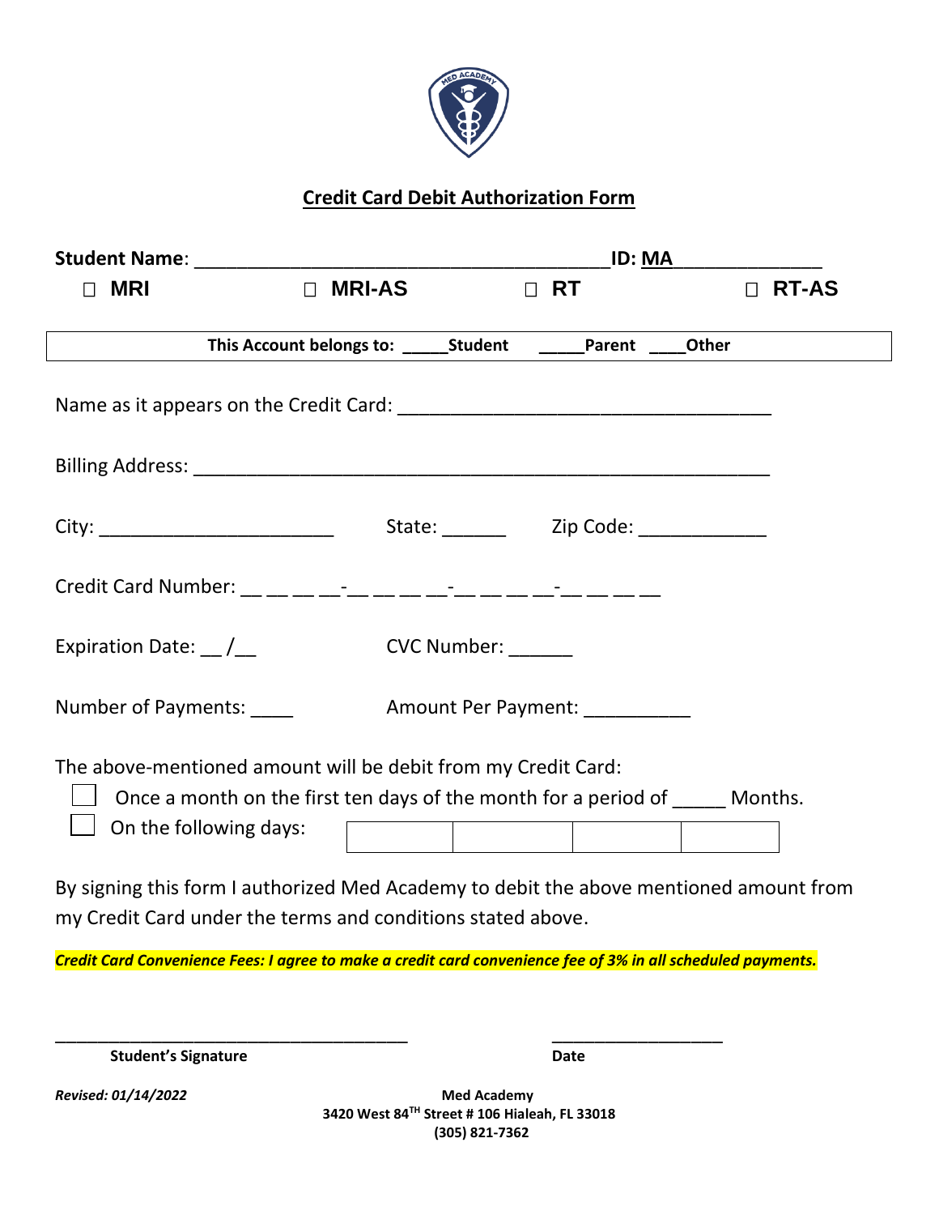## Credit Card Debit Authorization Form

**Student Name**: ________________________________________ **ID: MA**____________

☐ **MRI** ☐ **MRI-AS** ☐ **RT** ☐ **RT-AS**

**This Account belongs to: _____Student _____Parent ____Other**

Name as it appears on the Credit Card: ___________________________________

Billing Address: _______________________________________________________

City: ______________________ State: ______ Zip Code: ____________

Credit Card Number: __ __ __ __-__ __ __ __-__ __ __ __-__ __ __ __

Expiration Date: __/__ CVC Number: ______

Number of Payments: ____ Amount Per Payment: __________

The above-mentioned amount will be debit from my Credit Card:

☐ Once a month on the first ten days of the month for a period of _____ Months.

☐ On the following days:

| | | | |
|---|---|---|---|
| | | | |

By signing this form I authorized Med Academy to debit the above mentioned amount from my Credit Card under the terms and conditions stated above.

***Credit Card Convenience Fees: I agree to make a credit card convenience fee of 3% in all scheduled payments.***

_______________________________________ ___________________

**Student's Signature** **Date**

***Revised: 01/14/2022***

**Med Academy**
**3420 West 84TH Street # 106 Hialeah, FL 33018**
**(305) 821-7362**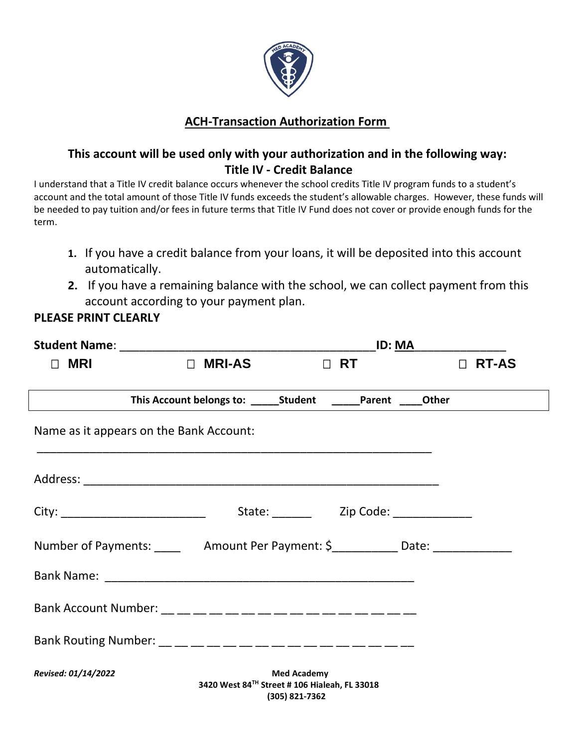## ACH-Transaction Authorization Form

### This account will be used only with your authorization and in the following way:
### Title IV - Credit Balance

I understand that a Title IV credit balance occurs whenever the school credits Title IV program funds to a student's account and the total amount of those Title IV funds exceeds the student's allowable charges. However, these funds will be needed to pay tuition and/or fees in future terms that Title IV Fund does not cover or provide enough funds for the term.

1. If you have a credit balance from your loans, it will be deposited into this account automatically.
2. If you have a remaining balance with the school, we can collect payment from this account according to your payment plan.

**PLEASE PRINT CLEARLY**

**Student Name**: ________________________________________ **ID: MA**______________

☐ **MRI** ☐ **MRI-AS** ☐ **RT** ☐ **RT-AS**

**This Account belongs to: _____Student _____Parent ____Other**

Name as it appears on the Bank Account:

______________________________________________________________

Address: ________________________________________________________

City: ______________________ State: ______ Zip Code: ____________

Number of Payments: ____ Amount Per Payment: $__________ Date: ____________

Bank Name: ________________________________________________

Bank Account Number: __ __ __ __ __ __ __ __ __ __ __ __ __ __ __ __ __

Bank Routing Number: __ __ __ __ __ __ __ __ __ __ __ __ __ __ __ __ __

***Revised: 01/14/2022***

**Med Academy**
**3420 West 84TH Street # 106 Hialeah, FL 33018**
**(305) 821-7362**